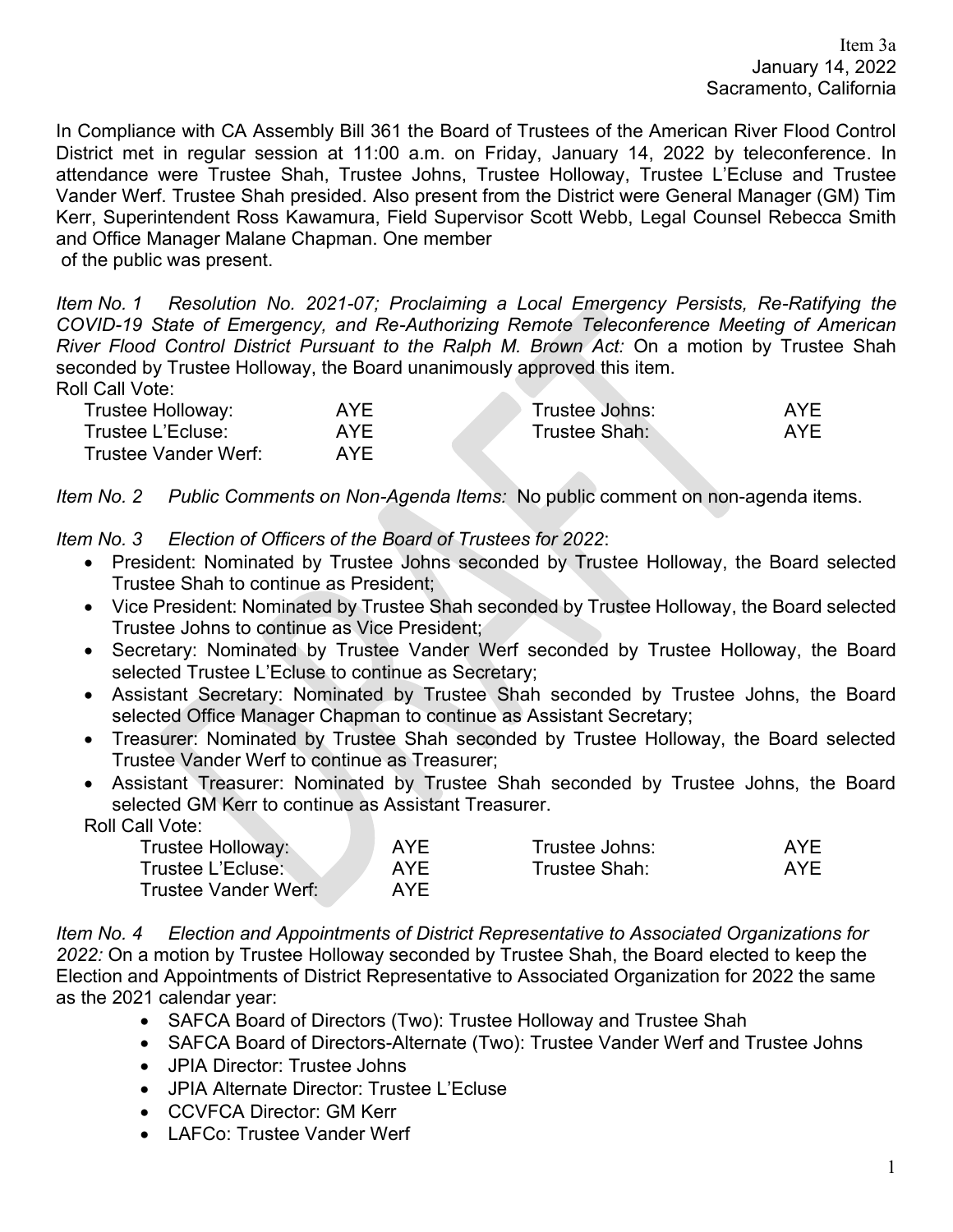Item 3a
January 14, 2022
Sacramento, California

In Compliance with CA Assembly Bill 361 the Board of Trustees of the American River Flood Control District met in regular session at 11:00 a.m. on Friday, January 14, 2022 by teleconference. In attendance were Trustee Shah, Trustee Johns, Trustee Holloway, Trustee L'Ecluse and Trustee Vander Werf. Trustee Shah presided. Also present from the District were General Manager (GM) Tim Kerr, Superintendent Ross Kawamura, Field Supervisor Scott Webb, Legal Counsel Rebecca Smith and Office Manager Malane Chapman. One member of the public was present.

*Item No. 1 Resolution No. 2021-07; Proclaiming a Local Emergency Persists, Re-Ratifying the COVID-19 State of Emergency, and Re-Authorizing Remote Teleconference Meeting of American River Flood Control District Pursuant to the Ralph M. Brown Act:* On a motion by Trustee Shah seconded by Trustee Holloway, the Board unanimously approved this item.

Roll Call Vote:

| | | | |
|---|---|---|---|
| Trustee Holloway: | AYE | Trustee Johns: | AYE |
| Trustee L'Ecluse: | AYE | Trustee Shah: | AYE |
| Trustee Vander Werf: | AYE | | |

*Item No. 2 Public Comments on Non-Agenda Items:* No public comment on non-agenda items.

*Item No. 3 Election of Officers of the Board of Trustees for 2022*:

- President: Nominated by Trustee Johns seconded by Trustee Holloway, the Board selected Trustee Shah to continue as President;
- Vice President: Nominated by Trustee Shah seconded by Trustee Holloway, the Board selected Trustee Johns to continue as Vice President;
- Secretary: Nominated by Trustee Vander Werf seconded by Trustee Holloway, the Board selected Trustee L'Ecluse to continue as Secretary;
- Assistant Secretary: Nominated by Trustee Shah seconded by Trustee Johns, the Board selected Office Manager Chapman to continue as Assistant Secretary;
- Treasurer: Nominated by Trustee Shah seconded by Trustee Holloway, the Board selected Trustee Vander Werf to continue as Treasurer;
- Assistant Treasurer: Nominated by Trustee Shah seconded by Trustee Johns, the Board selected GM Kerr to continue as Assistant Treasurer.

Roll Call Vote:

| | | | |
|---|---|---|---|
| Trustee Holloway: | AYE | Trustee Johns: | AYE |
| Trustee L'Ecluse: | AYE | Trustee Shah: | AYE |
| Trustee Vander Werf: | AYE | | |

*Item No. 4 Election and Appointments of District Representative to Associated Organizations for 2022:* On a motion by Trustee Holloway seconded by Trustee Shah, the Board elected to keep the Election and Appointments of District Representative to Associated Organization for 2022 the same as the 2021 calendar year:

- SAFCA Board of Directors (Two): Trustee Holloway and Trustee Shah
- SAFCA Board of Directors-Alternate (Two): Trustee Vander Werf and Trustee Johns
- JPIA Director: Trustee Johns
- JPIA Alternate Director: Trustee L'Ecluse
- CCVFCA Director: GM Kerr
- LAFCo: Trustee Vander Werf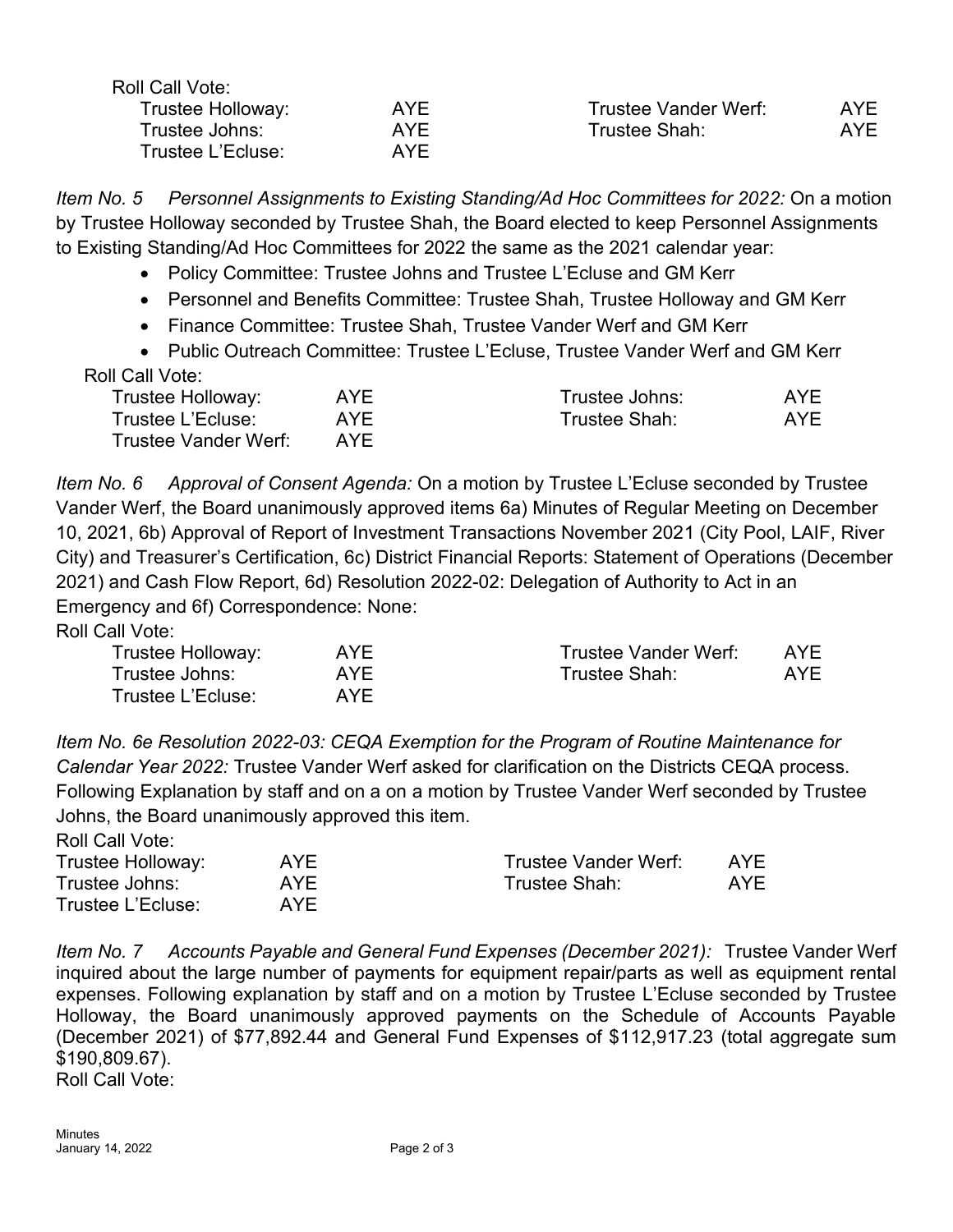Roll Call Vote:

| | | | |
|---|---|---|---|
| Trustee Holloway: | AYE | Trustee Vander Werf: | AYE |
| Trustee Johns: | AYE | Trustee Shah: | AYE |
| Trustee L'Ecluse: | AYE | | |

*Item No. 5 Personnel Assignments to Existing Standing/Ad Hoc Committees for 2022:* On a motion by Trustee Holloway seconded by Trustee Shah, the Board elected to keep Personnel Assignments to Existing Standing/Ad Hoc Committees for 2022 the same as the 2021 calendar year:

- Policy Committee: Trustee Johns and Trustee L'Ecluse and GM Kerr
- Personnel and Benefits Committee: Trustee Shah, Trustee Holloway and GM Kerr
- Finance Committee: Trustee Shah, Trustee Vander Werf and GM Kerr
- Public Outreach Committee: Trustee L'Ecluse, Trustee Vander Werf and GM Kerr

Roll Call Vote:

| | | | |
|---|---|---|---|
| Trustee Holloway: | AYE | Trustee Johns: | AYE |
| Trustee L'Ecluse: | AYE | Trustee Shah: | AYE |
| Trustee Vander Werf: | AYE | | |

*Item No. 6 Approval of Consent Agenda:* On a motion by Trustee L'Ecluse seconded by Trustee Vander Werf, the Board unanimously approved items 6a) Minutes of Regular Meeting on December 10, 2021, 6b) Approval of Report of Investment Transactions November 2021 (City Pool, LAIF, River City) and Treasurer's Certification, 6c) District Financial Reports: Statement of Operations (December 2021) and Cash Flow Report, 6d) Resolution 2022-02: Delegation of Authority to Act in an Emergency and 6f) Correspondence: None:

Roll Call Vote:

| | | | |
|---|---|---|---|
| Trustee Holloway: | AYE | Trustee Vander Werf: | AYE |
| Trustee Johns: | AYE | Trustee Shah: | AYE |
| Trustee L'Ecluse: | AYE | | |

*Item No. 6e Resolution 2022-03: CEQA Exemption for the Program of Routine Maintenance for Calendar Year 2022:* Trustee Vander Werf asked for clarification on the Districts CEQA process. Following Explanation by staff and on a on a motion by Trustee Vander Werf seconded by Trustee Johns, the Board unanimously approved this item.

Roll Call Vote:

| | | | |
|---|---|---|---|
| Trustee Holloway: | AYE | Trustee Vander Werf: | AYE |
| Trustee Johns: | AYE | Trustee Shah: | AYE |
| Trustee L'Ecluse: | AYE | | |

*Item No. 7 Accounts Payable and General Fund Expenses (December 2021):* Trustee Vander Werf inquired about the large number of payments for equipment repair/parts as well as equipment rental expenses. Following explanation by staff and on a motion by Trustee L'Ecluse seconded by Trustee Holloway, the Board unanimously approved payments on the Schedule of Accounts Payable (December 2021) of $77,892.44 and General Fund Expenses of $112,917.23 (total aggregate sum $190,809.67).

Roll Call Vote: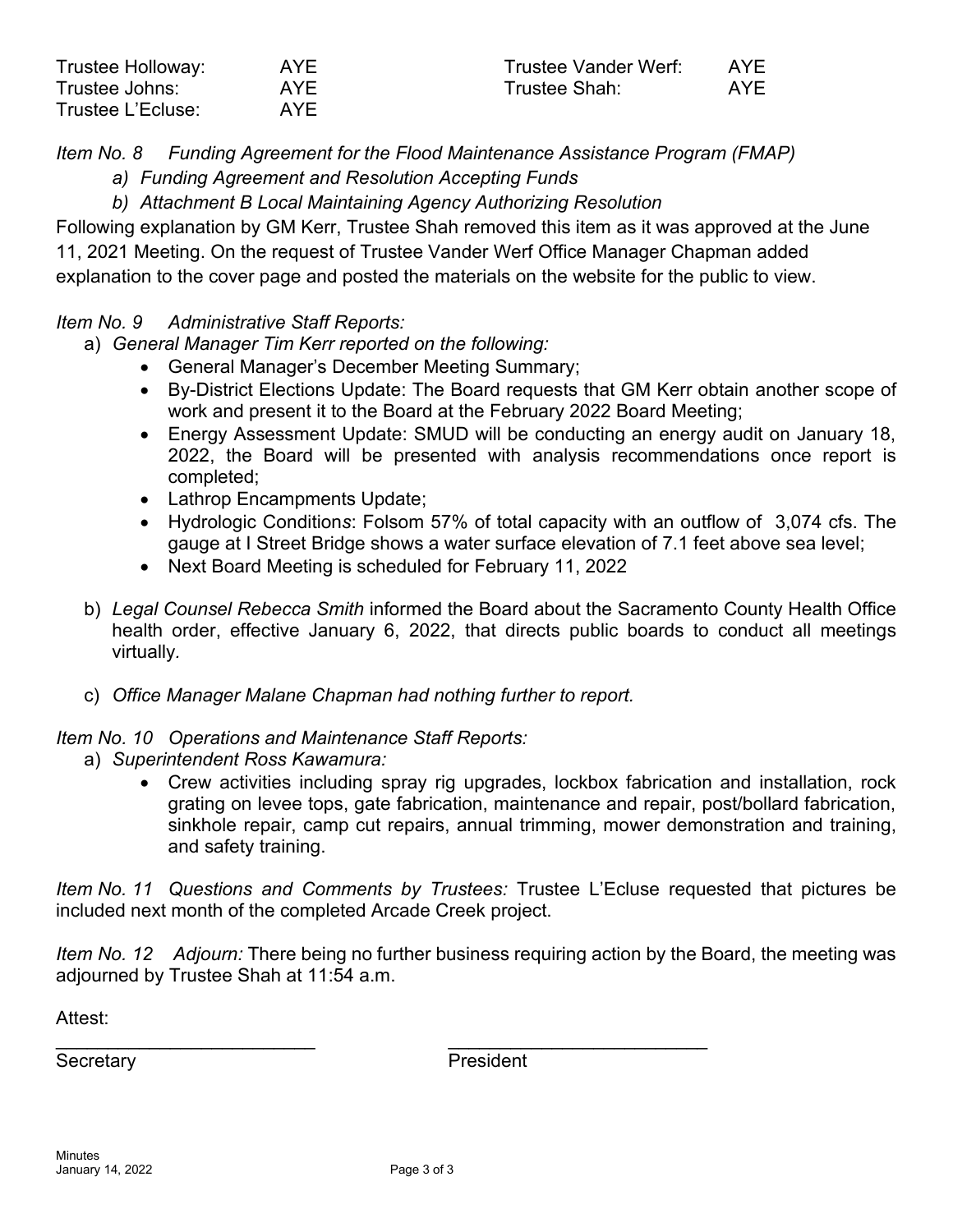| | | | |
|---|---|---|---|
| Trustee Holloway: | AYE | Trustee Vander Werf: | AYE |
| Trustee Johns: | AYE | Trustee Shah: | AYE |
| Trustee L'Ecluse: | AYE | | |

*Item No. 8 Funding Agreement for the Flood Maintenance Assistance Program (FMAP)*

*a) Funding Agreement and Resolution Accepting Funds*

*b) Attachment B Local Maintaining Agency Authorizing Resolution*

Following explanation by GM Kerr, Trustee Shah removed this item as it was approved at the June 11, 2021 Meeting. On the request of Trustee Vander Werf Office Manager Chapman added explanation to the cover page and posted the materials on the website for the public to view.

*Item No. 9 Administrative Staff Reports:*

a) *General Manager Tim Kerr reported on the following:*
   - General Manager's December Meeting Summary;
   - By-District Elections Update: The Board requests that GM Kerr obtain another scope of work and present it to the Board at the February 2022 Board Meeting;
   - Energy Assessment Update: SMUD will be conducting an energy audit on January 18, 2022, the Board will be presented with analysis recommendations once report is completed;
   - Lathrop Encampments Update;
   - Hydrologic Conditions: Folsom 57% of total capacity with an outflow of 3,074 cfs. The gauge at I Street Bridge shows a water surface elevation of 7.1 feet above sea level;
   - Next Board Meeting is scheduled for February 11, 2022

b) *Legal Counsel Rebecca Smith* informed the Board about the Sacramento County Health Office health order, effective January 6, 2022, that directs public boards to conduct all meetings virtually.

c) *Office Manager Malane Chapman had nothing further to report.*

*Item No. 10 Operations and Maintenance Staff Reports:*

a) *Superintendent Ross Kawamura:*
   - Crew activities including spray rig upgrades, lockbox fabrication and installation, rock grating on levee tops, gate fabrication, maintenance and repair, post/bollard fabrication, sinkhole repair, camp cut repairs, annual trimming, mower demonstration and training, and safety training.

*Item No. 11 Questions and Comments by Trustees:* Trustee L'Ecluse requested that pictures be included next month of the completed Arcade Creek project.

*Item No. 12 Adjourn:* There being no further business requiring action by the Board, the meeting was adjourned by Trustee Shah at 11:54 a.m.

Attest:

\_\_\_\_\_\_\_\_\_\_\_\_\_\_\_\_\_\_\_\_\_\_\_\_\_\_ \_\_\_\_\_\_\_\_\_\_\_\_\_\_\_\_\_\_\_\_\_\_\_\_\_\_

Secretary President